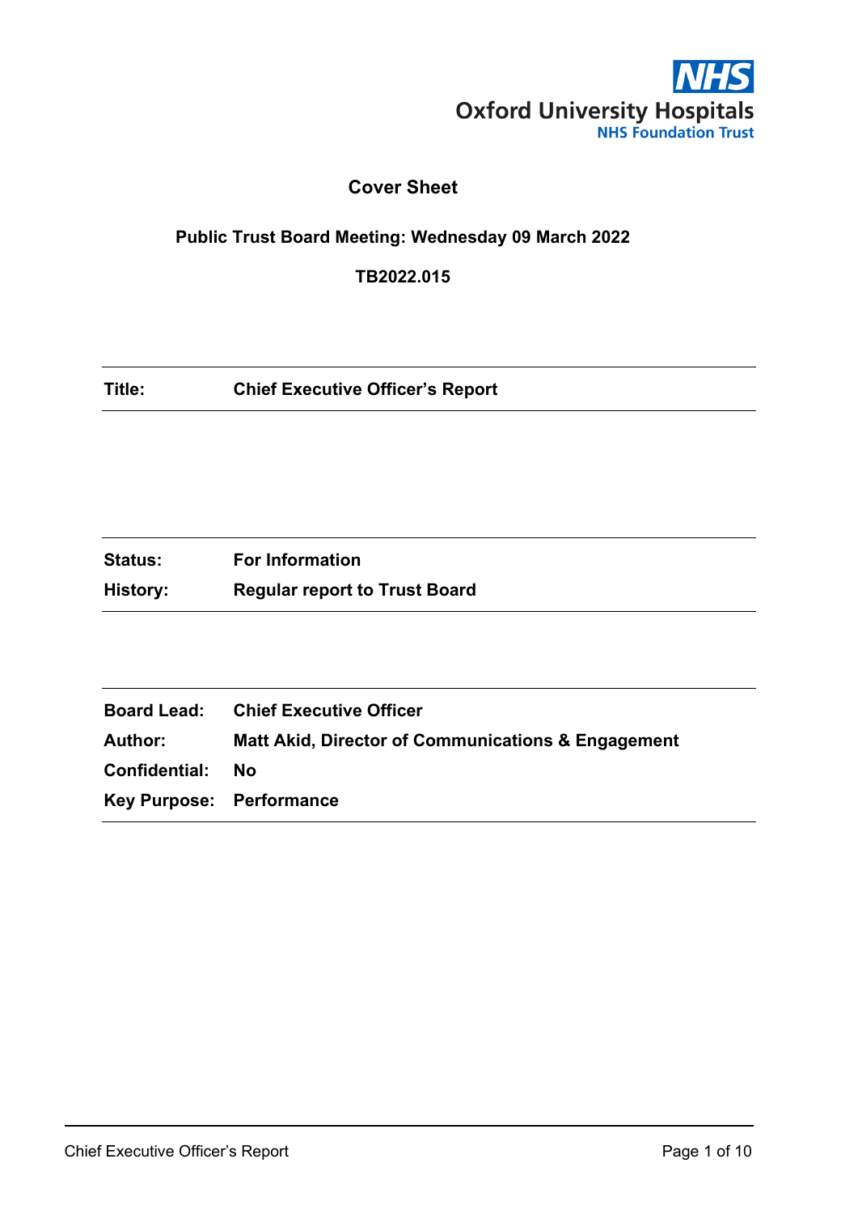NHS
Oxford University Hospitals
NHS Foundation Trust

# Cover Sheet

## Public Trust Board Meeting: Wednesday 09 March 2022

**TB2022.015**

| | |
|---|---|
| **Title:** | **Chief Executive Officer's Report** |

| | |
|---|---|
| **Status:** | **For Information** |
| **History:** | **Regular report to Trust Board** |

| | |
|---|---|
| **Board Lead:** | **Chief Executive Officer** |
| **Author:** | **Matt Akid, Director of Communications & Engagement** |
| **Confidential:** | **No** |
| **Key Purpose:** | **Performance** |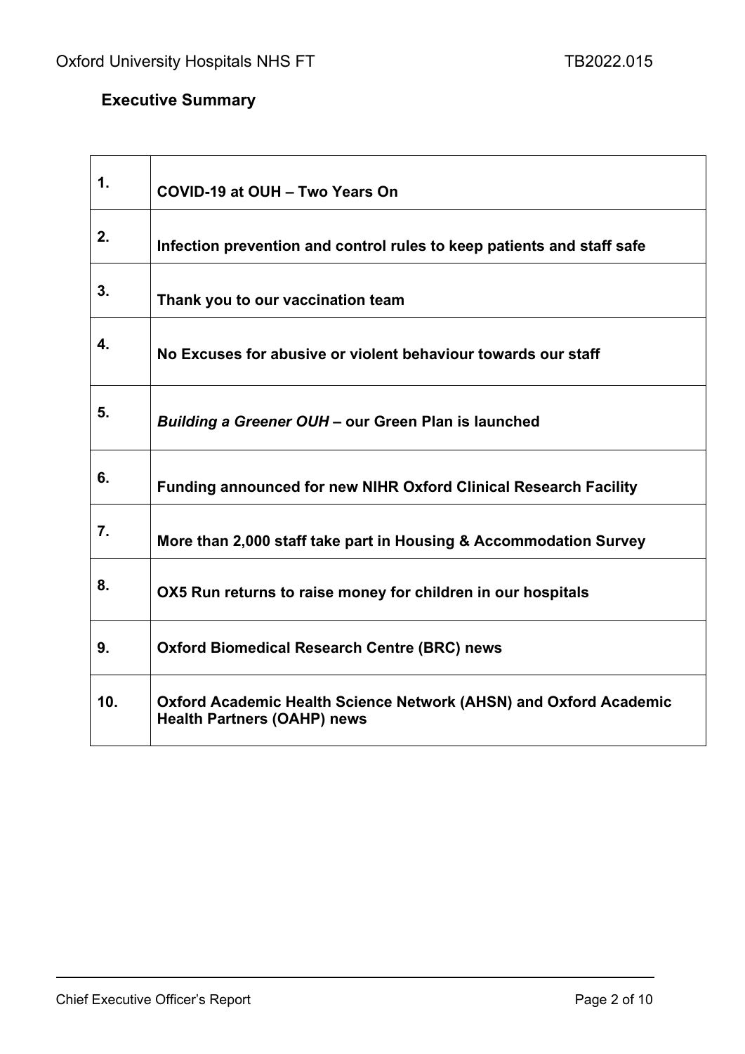## Executive Summary

| | |
|---|---|
| **1.** | **COVID-19 at OUH – Two Years On** |
| **2.** | **Infection prevention and control rules to keep patients and staff safe** |
| **3.** | **Thank you to our vaccination team** |
| **4.** | **No Excuses for abusive or violent behaviour towards our staff** |
| **5.** | ***Building a Greener OUH* – our Green Plan is launched** |
| **6.** | **Funding announced for new NIHR Oxford Clinical Research Facility** |
| **7.** | **More than 2,000 staff take part in Housing & Accommodation Survey** |
| **8.** | **OX5 Run returns to raise money for children in our hospitals** |
| **9.** | **Oxford Biomedical Research Centre (BRC) news** |
| **10.** | **Oxford Academic Health Science Network (AHSN) and Oxford Academic Health Partners (OAHP) news** |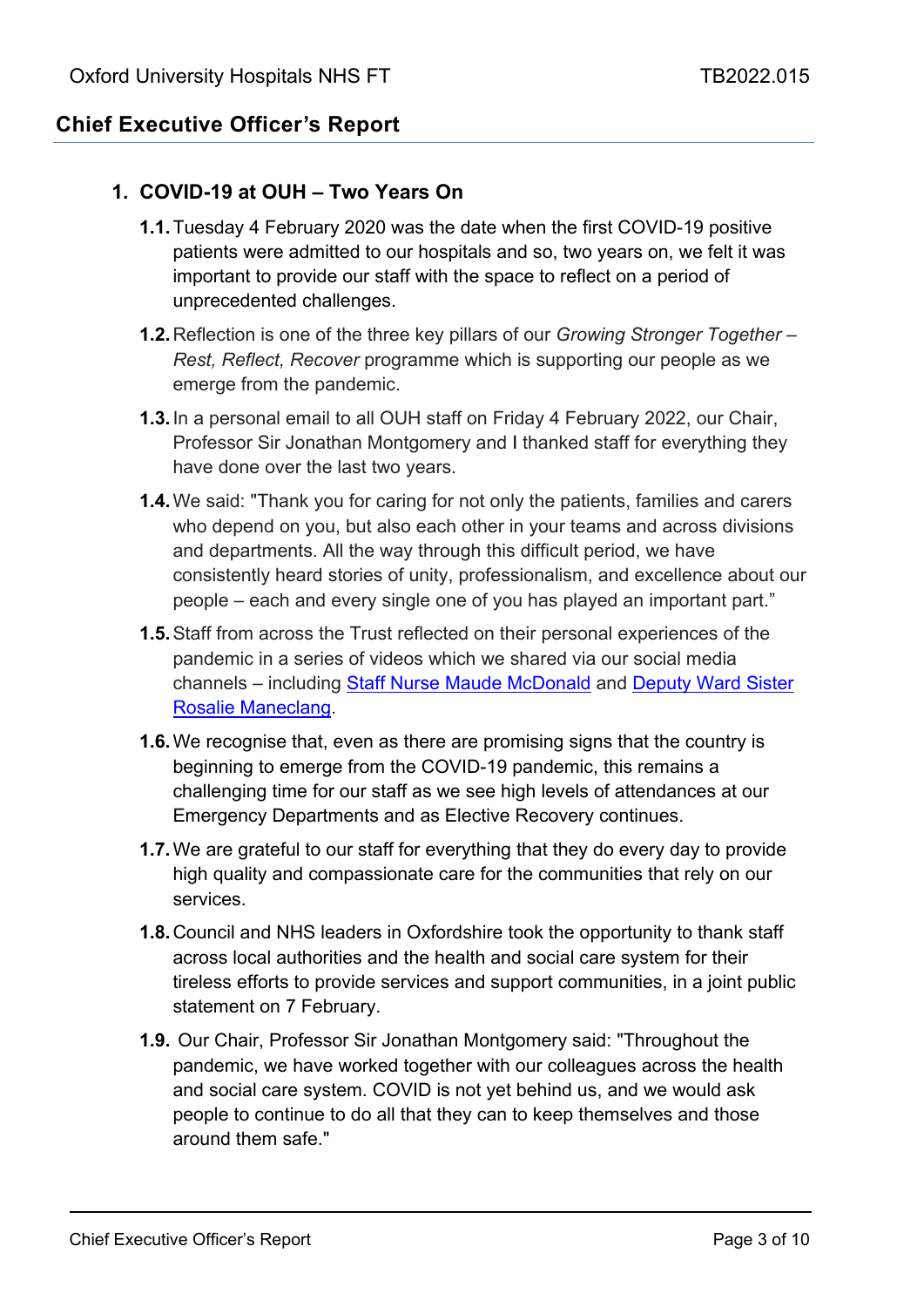## Chief Executive Officer's Report

### 1. COVID-19 at OUH – Two Years On

**1.1.** Tuesday 4 February 2020 was the date when the first COVID-19 positive patients were admitted to our hospitals and so, two years on, we felt it was important to provide our staff with the space to reflect on a period of unprecedented challenges.

**1.2.** Reflection is one of the three key pillars of our *Growing Stronger Together – Rest, Reflect, Recover* programme which is supporting our people as we emerge from the pandemic.

**1.3.** In a personal email to all OUH staff on Friday 4 February 2022, our Chair, Professor Sir Jonathan Montgomery and I thanked staff for everything they have done over the last two years.

**1.4.** We said: "Thank you for caring for not only the patients, families and carers who depend on you, but also each other in your teams and across divisions and departments. All the way through this difficult period, we have consistently heard stories of unity, professionalism, and excellence about our people – each and every single one of you has played an important part."

**1.5.** Staff from across the Trust reflected on their personal experiences of the pandemic in a series of videos which we shared via our social media channels – including Staff Nurse Maude McDonald and Deputy Ward Sister Rosalie Maneclang.

**1.6.** We recognise that, even as there are promising signs that the country is beginning to emerge from the COVID-19 pandemic, this remains a challenging time for our staff as we see high levels of attendances at our Emergency Departments and as Elective Recovery continues.

**1.7.** We are grateful to our staff for everything that they do every day to provide high quality and compassionate care for the communities that rely on our services.

**1.8.** Council and NHS leaders in Oxfordshire took the opportunity to thank staff across local authorities and the health and social care system for their tireless efforts to provide services and support communities, in a joint public statement on 7 February.

**1.9.** Our Chair, Professor Sir Jonathan Montgomery said: "Throughout the pandemic, we have worked together with our colleagues across the health and social care system. COVID is not yet behind us, and we would ask people to continue to do all that they can to keep themselves and those around them safe."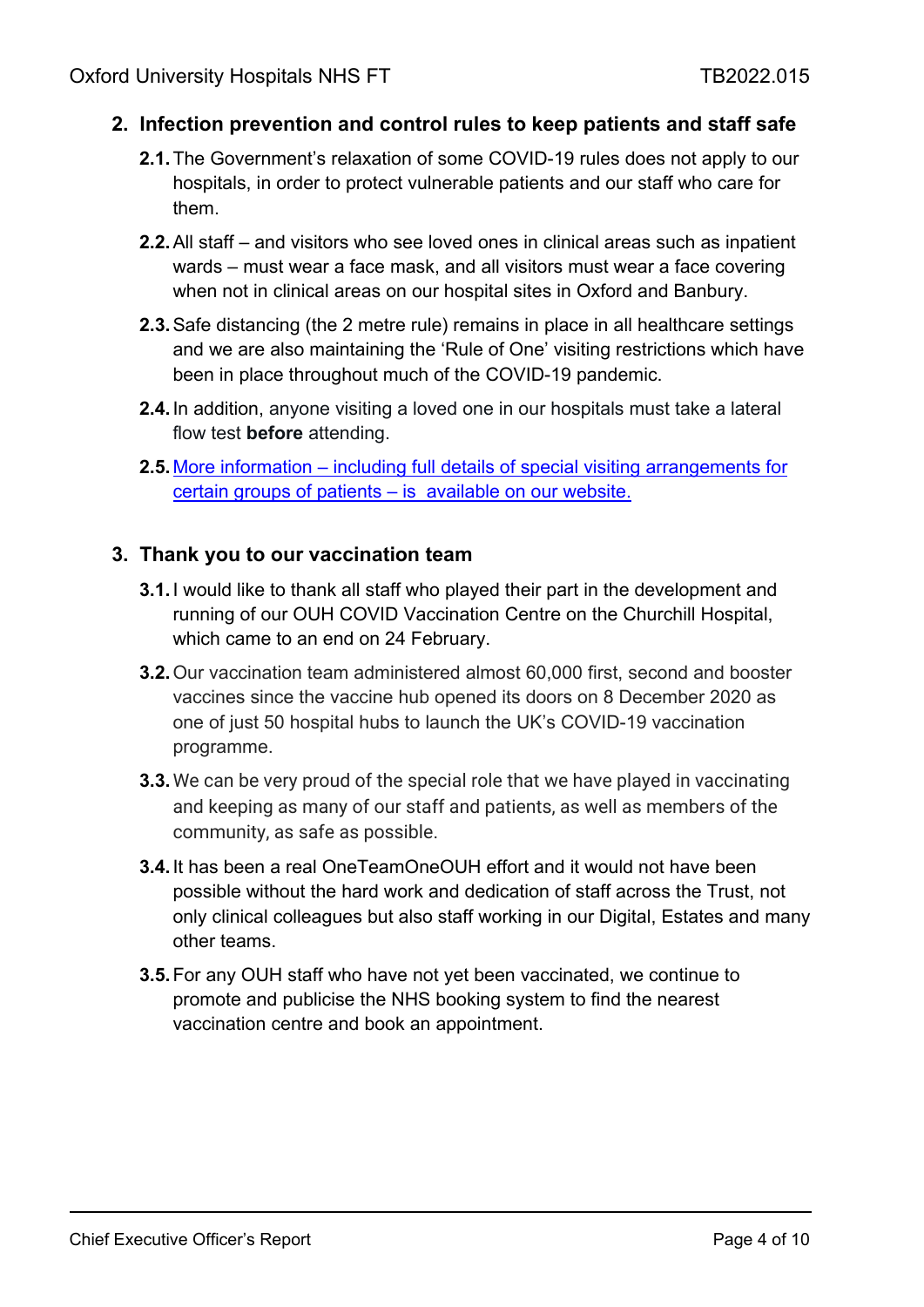## 2. Infection prevention and control rules to keep patients and staff safe

**2.1.** The Government's relaxation of some COVID-19 rules does not apply to our hospitals, in order to protect vulnerable patients and our staff who care for them.

**2.2.** All staff – and visitors who see loved ones in clinical areas such as inpatient wards – must wear a face mask, and all visitors must wear a face covering when not in clinical areas on our hospital sites in Oxford and Banbury.

**2.3.** Safe distancing (the 2 metre rule) remains in place in all healthcare settings and we are also maintaining the 'Rule of One' visiting restrictions which have been in place throughout much of the COVID-19 pandemic.

**2.4.** In addition, anyone visiting a loved one in our hospitals must take a lateral flow test **before** attending.

**2.5.** More information – including full details of special visiting arrangements for certain groups of patients – is available on our website.

## 3. Thank you to our vaccination team

**3.1.** I would like to thank all staff who played their part in the development and running of our OUH COVID Vaccination Centre on the Churchill Hospital, which came to an end on 24 February.

**3.2.** Our vaccination team administered almost 60,000 first, second and booster vaccines since the vaccine hub opened its doors on 8 December 2020 as one of just 50 hospital hubs to launch the UK's COVID-19 vaccination programme.

**3.3.** We can be very proud of the special role that we have played in vaccinating and keeping as many of our staff and patients, as well as members of the community, as safe as possible.

**3.4.** It has been a real OneTeamOneOUH effort and it would not have been possible without the hard work and dedication of staff across the Trust, not only clinical colleagues but also staff working in our Digital, Estates and many other teams.

**3.5.** For any OUH staff who have not yet been vaccinated, we continue to promote and publicise the NHS booking system to find the nearest vaccination centre and book an appointment.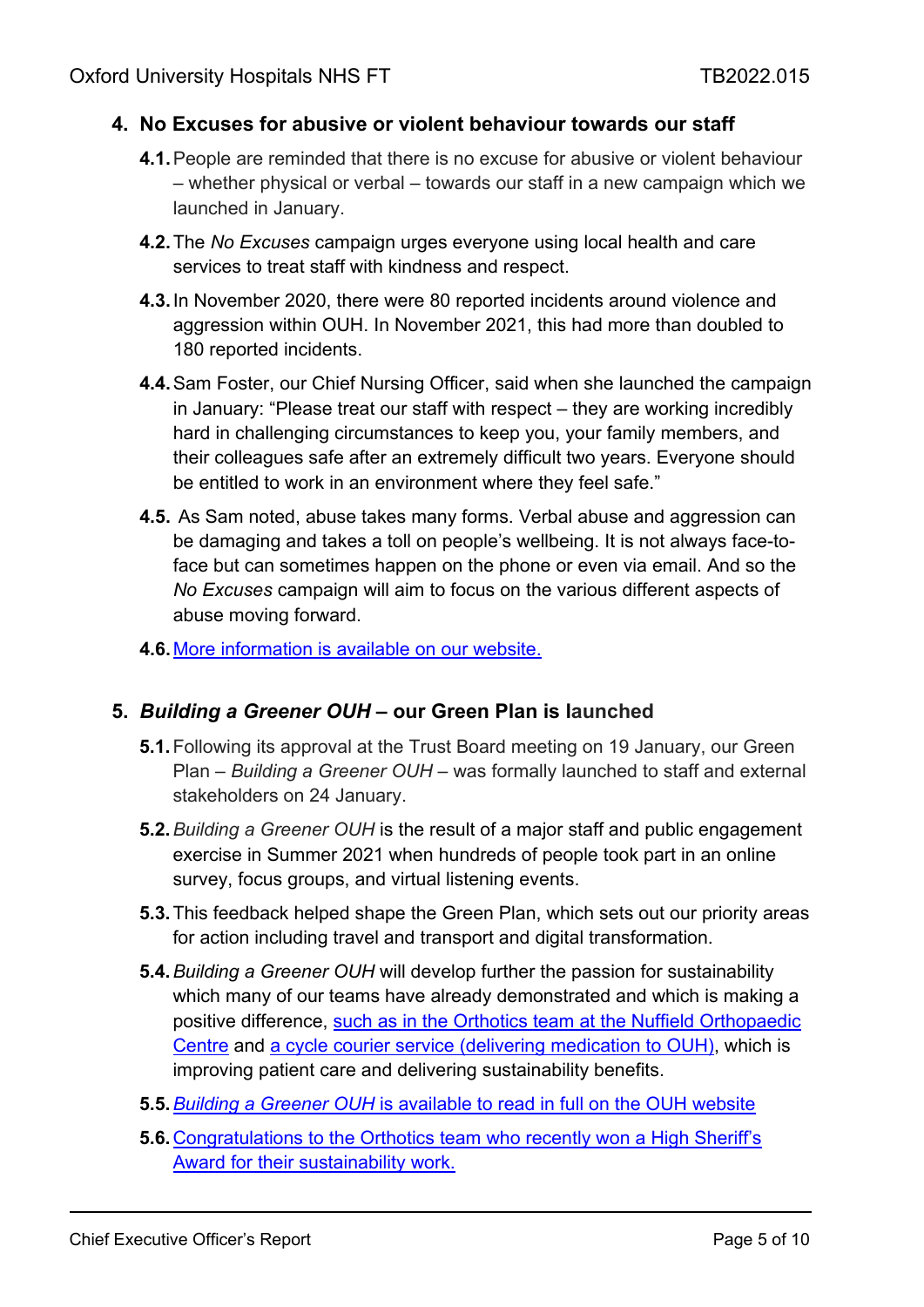## 4. No Excuses for abusive or violent behaviour towards our staff

**4.1.** People are reminded that there is no excuse for abusive or violent behaviour – whether physical or verbal – towards our staff in a new campaign which we launched in January.

**4.2.** The *No Excuses* campaign urges everyone using local health and care services to treat staff with kindness and respect.

**4.3.** In November 2020, there were 80 reported incidents around violence and aggression within OUH. In November 2021, this had more than doubled to 180 reported incidents.

**4.4.** Sam Foster, our Chief Nursing Officer, said when she launched the campaign in January: "Please treat our staff with respect – they are working incredibly hard in challenging circumstances to keep you, your family members, and their colleagues safe after an extremely difficult two years. Everyone should be entitled to work in an environment where they feel safe."

**4.5.** As Sam noted, abuse takes many forms. Verbal abuse and aggression can be damaging and takes a toll on people's wellbeing. It is not always face-to-face but can sometimes happen on the phone or even via email. And so the *No Excuses* campaign will aim to focus on the various different aspects of abuse moving forward.

**4.6.** More information is available on our website.

## 5. *Building a Greener OUH* – our Green Plan is launched

**5.1.** Following its approval at the Trust Board meeting on 19 January, our Green Plan – *Building a Greener OUH* – was formally launched to staff and external stakeholders on 24 January.

**5.2.** *Building a Greener OUH* is the result of a major staff and public engagement exercise in Summer 2021 when hundreds of people took part in an online survey, focus groups, and virtual listening events.

**5.3.** This feedback helped shape the Green Plan, which sets out our priority areas for action including travel and transport and digital transformation.

**5.4.** *Building a Greener OUH* will develop further the passion for sustainability which many of our teams have already demonstrated and which is making a positive difference, such as in the Orthotics team at the Nuffield Orthopaedic Centre and a cycle courier service (delivering medication to OUH), which is improving patient care and delivering sustainability benefits.

**5.5.** *Building a Greener OUH* is available to read in full on the OUH website

**5.6.** Congratulations to the Orthotics team who recently won a High Sheriff's Award for their sustainability work.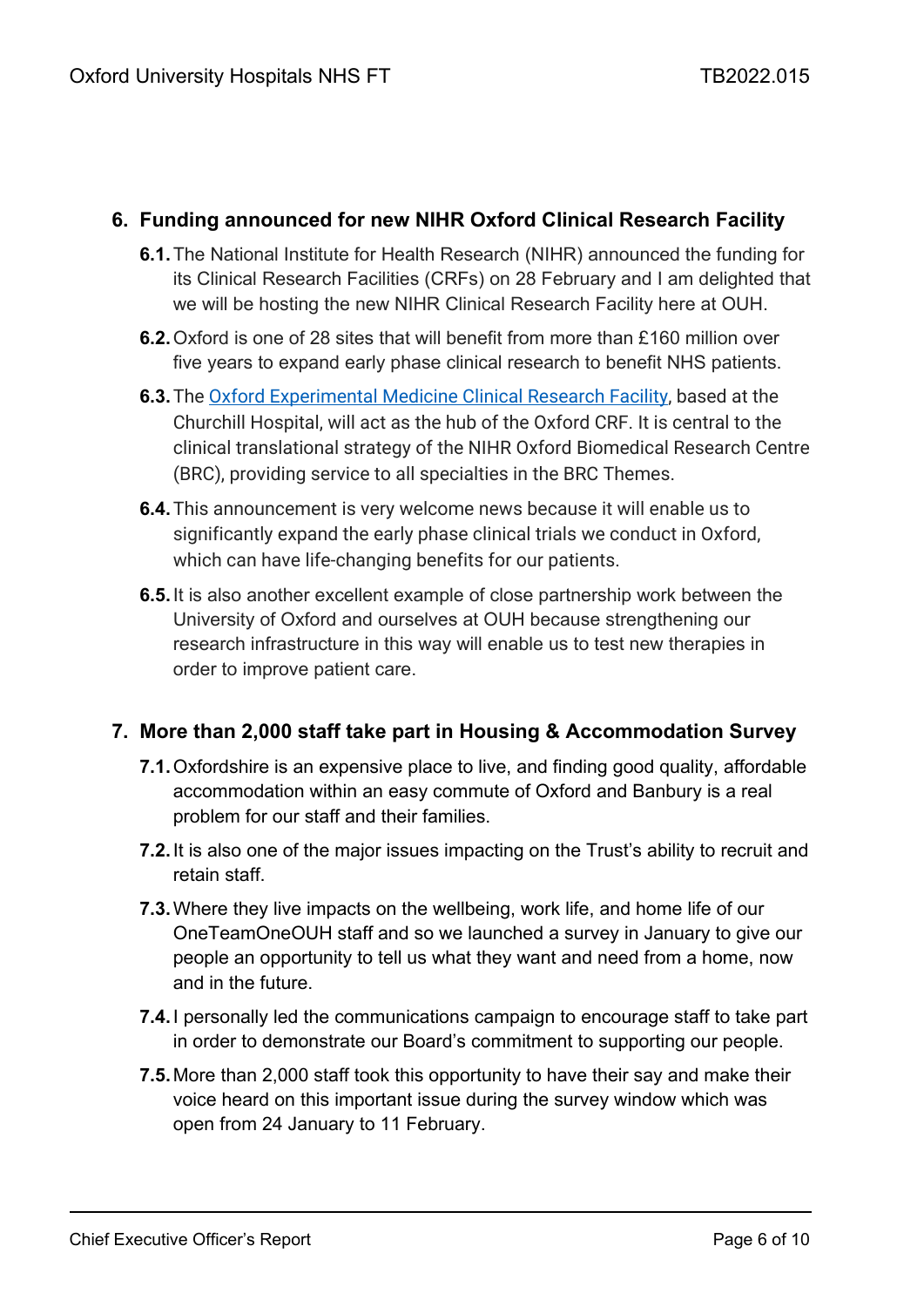## 6. Funding announced for new NIHR Oxford Clinical Research Facility

**6.1.** The National Institute for Health Research (NIHR) announced the funding for its Clinical Research Facilities (CRFs) on 28 February and I am delighted that we will be hosting the new NIHR Clinical Research Facility here at OUH.

**6.2.** Oxford is one of 28 sites that will benefit from more than £160 million over five years to expand early phase clinical research to benefit NHS patients.

**6.3.** The Oxford Experimental Medicine Clinical Research Facility, based at the Churchill Hospital, will act as the hub of the Oxford CRF. It is central to the clinical translational strategy of the NIHR Oxford Biomedical Research Centre (BRC), providing service to all specialties in the BRC Themes.

**6.4.** This announcement is very welcome news because it will enable us to significantly expand the early phase clinical trials we conduct in Oxford, which can have life-changing benefits for our patients.

**6.5.** It is also another excellent example of close partnership work between the University of Oxford and ourselves at OUH because strengthening our research infrastructure in this way will enable us to test new therapies in order to improve patient care.

## 7. More than 2,000 staff take part in Housing & Accommodation Survey

**7.1.** Oxfordshire is an expensive place to live, and finding good quality, affordable accommodation within an easy commute of Oxford and Banbury is a real problem for our staff and their families.

**7.2.** It is also one of the major issues impacting on the Trust's ability to recruit and retain staff.

**7.3.** Where they live impacts on the wellbeing, work life, and home life of our OneTeamOneOUH staff and so we launched a survey in January to give our people an opportunity to tell us what they want and need from a home, now and in the future.

**7.4.** I personally led the communications campaign to encourage staff to take part in order to demonstrate our Board's commitment to supporting our people.

**7.5.** More than 2,000 staff took this opportunity to have their say and make their voice heard on this important issue during the survey window which was open from 24 January to 11 February.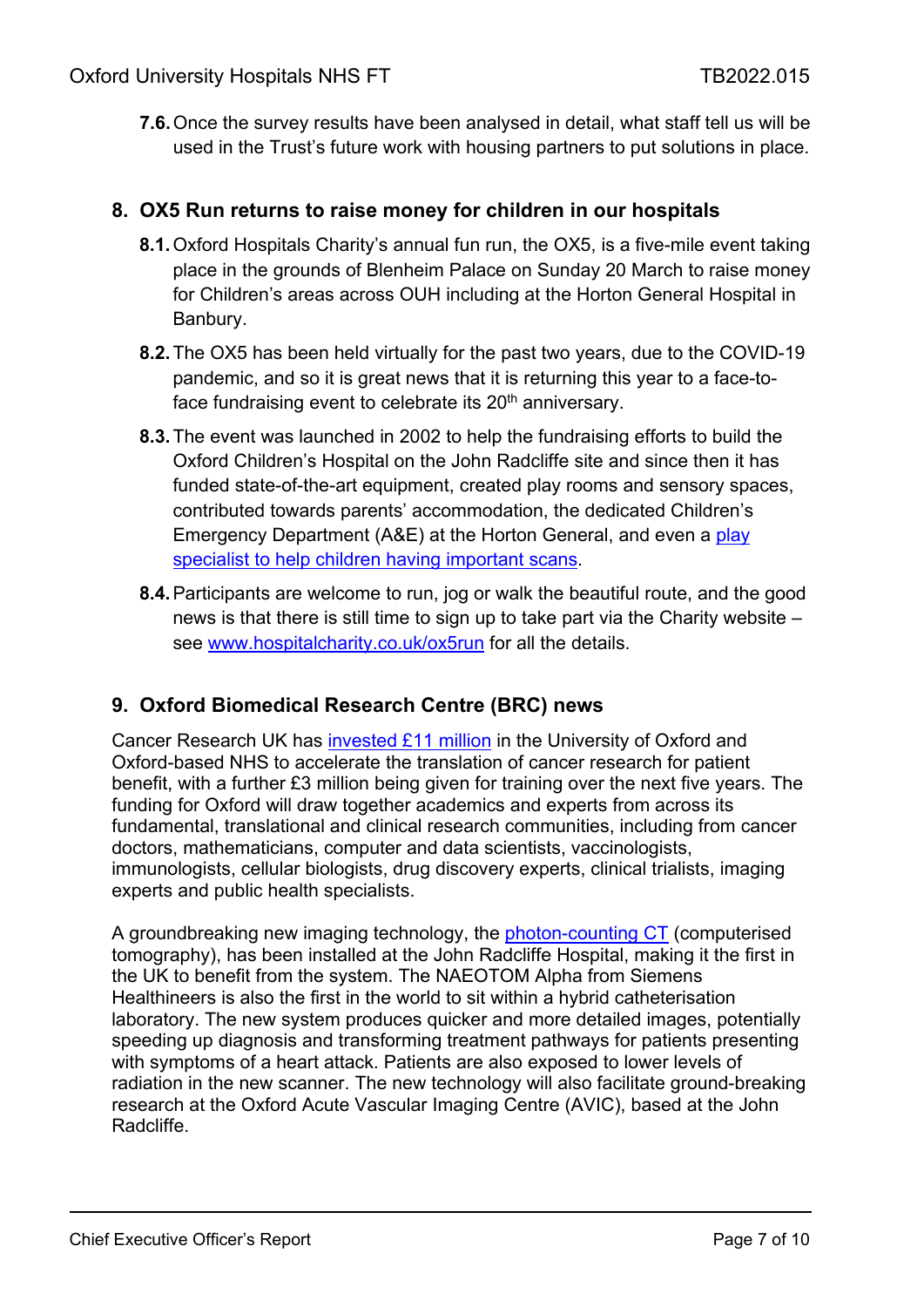**7.6.** Once the survey results have been analysed in detail, what staff tell us will be used in the Trust's future work with housing partners to put solutions in place.

## 8. OX5 Run returns to raise money for children in our hospitals

**8.1.** Oxford Hospitals Charity's annual fun run, the OX5, is a five-mile event taking place in the grounds of Blenheim Palace on Sunday 20 March to raise money for Children's areas across OUH including at the Horton General Hospital in Banbury.

**8.2.** The OX5 has been held virtually for the past two years, due to the COVID-19 pandemic, and so it is great news that it is returning this year to a face-to-face fundraising event to celebrate its 20th anniversary.

**8.3.** The event was launched in 2002 to help the fundraising efforts to build the Oxford Children's Hospital on the John Radcliffe site and since then it has funded state-of-the-art equipment, created play rooms and sensory spaces, contributed towards parents' accommodation, the dedicated Children's Emergency Department (A&E) at the Horton General, and even a play specialist to help children having important scans.

**8.4.** Participants are welcome to run, jog or walk the beautiful route, and the good news is that there is still time to sign up to take part via the Charity website – see www.hospitalcharity.co.uk/ox5run for all the details.

## 9. Oxford Biomedical Research Centre (BRC) news

Cancer Research UK has invested £11 million in the University of Oxford and Oxford-based NHS to accelerate the translation of cancer research for patient benefit, with a further £3 million being given for training over the next five years. The funding for Oxford will draw together academics and experts from across its fundamental, translational and clinical research communities, including from cancer doctors, mathematicians, computer and data scientists, vaccinologists, immunologists, cellular biologists, drug discovery experts, clinical trialists, imaging experts and public health specialists.

A groundbreaking new imaging technology, the photon-counting CT (computerised tomography), has been installed at the John Radcliffe Hospital, making it the first in the UK to benefit from the system. The NAEOTOM Alpha from Siemens Healthineers is also the first in the world to sit within a hybrid catheterisation laboratory. The new system produces quicker and more detailed images, potentially speeding up diagnosis and transforming treatment pathways for patients presenting with symptoms of a heart attack. Patients are also exposed to lower levels of radiation in the new scanner. The new technology will also facilitate ground-breaking research at the Oxford Acute Vascular Imaging Centre (AVIC), based at the John Radcliffe.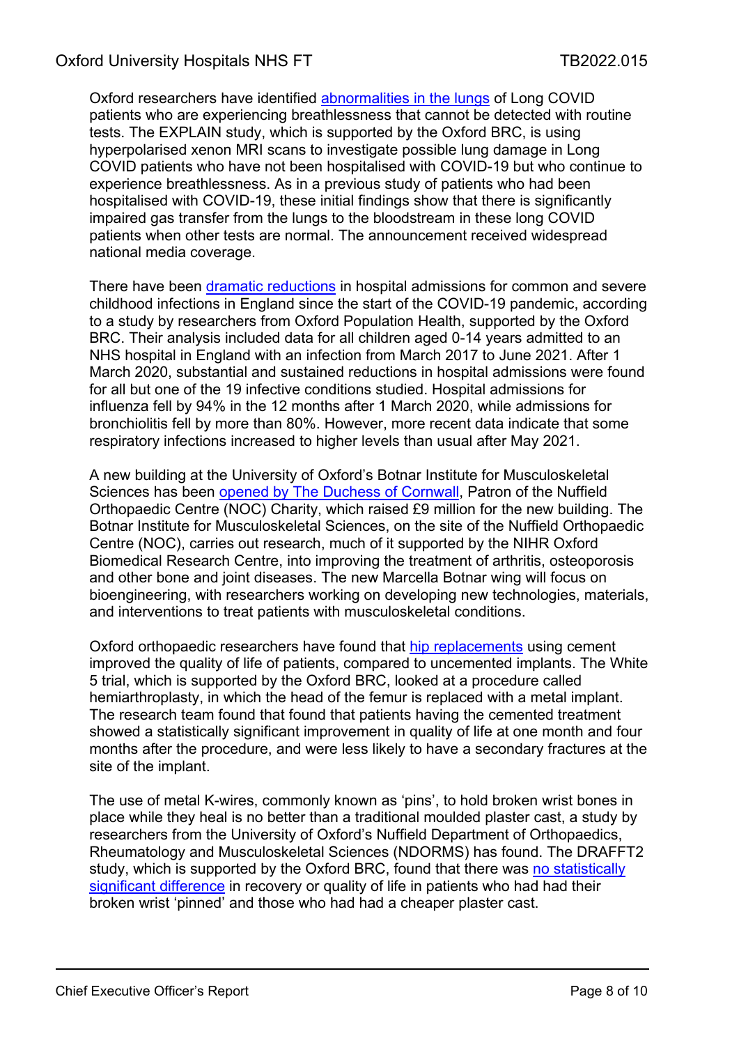Oxford researchers have identified abnormalities in the lungs of Long COVID patients who are experiencing breathlessness that cannot be detected with routine tests. The EXPLAIN study, which is supported by the Oxford BRC, is using hyperpolarised xenon MRI scans to investigate possible lung damage in Long COVID patients who have not been hospitalised with COVID-19 but who continue to experience breathlessness. As in a previous study of patients who had been hospitalised with COVID-19, these initial findings show that there is significantly impaired gas transfer from the lungs to the bloodstream in these long COVID patients when other tests are normal. The announcement received widespread national media coverage.

There have been dramatic reductions in hospital admissions for common and severe childhood infections in England since the start of the COVID-19 pandemic, according to a study by researchers from Oxford Population Health, supported by the Oxford BRC. Their analysis included data for all children aged 0-14 years admitted to an NHS hospital in England with an infection from March 2017 to June 2021. After 1 March 2020, substantial and sustained reductions in hospital admissions were found for all but one of the 19 infective conditions studied. Hospital admissions for influenza fell by 94% in the 12 months after 1 March 2020, while admissions for bronchiolitis fell by more than 80%. However, more recent data indicate that some respiratory infections increased to higher levels than usual after May 2021.

A new building at the University of Oxford's Botnar Institute for Musculoskeletal Sciences has been opened by The Duchess of Cornwall, Patron of the Nuffield Orthopaedic Centre (NOC) Charity, which raised £9 million for the new building. The Botnar Institute for Musculoskeletal Sciences, on the site of the Nuffield Orthopaedic Centre (NOC), carries out research, much of it supported by the NIHR Oxford Biomedical Research Centre, into improving the treatment of arthritis, osteoporosis and other bone and joint diseases. The new Marcella Botnar wing will focus on bioengineering, with researchers working on developing new technologies, materials, and interventions to treat patients with musculoskeletal conditions.

Oxford orthopaedic researchers have found that hip replacements using cement improved the quality of life of patients, compared to uncemented implants. The White 5 trial, which is supported by the Oxford BRC, looked at a procedure called hemiarthroplasty, in which the head of the femur is replaced with a metal implant. The research team found that found that patients having the cemented treatment showed a statistically significant improvement in quality of life at one month and four months after the procedure, and were less likely to have a secondary fractures at the site of the implant.

The use of metal K-wires, commonly known as 'pins', to hold broken wrist bones in place while they heal is no better than a traditional moulded plaster cast, a study by researchers from the University of Oxford's Nuffield Department of Orthopaedics, Rheumatology and Musculoskeletal Sciences (NDORMS) has found. The DRAFFT2 study, which is supported by the Oxford BRC, found that there was no statistically significant difference in recovery or quality of life in patients who had had their broken wrist 'pinned' and those who had had a cheaper plaster cast.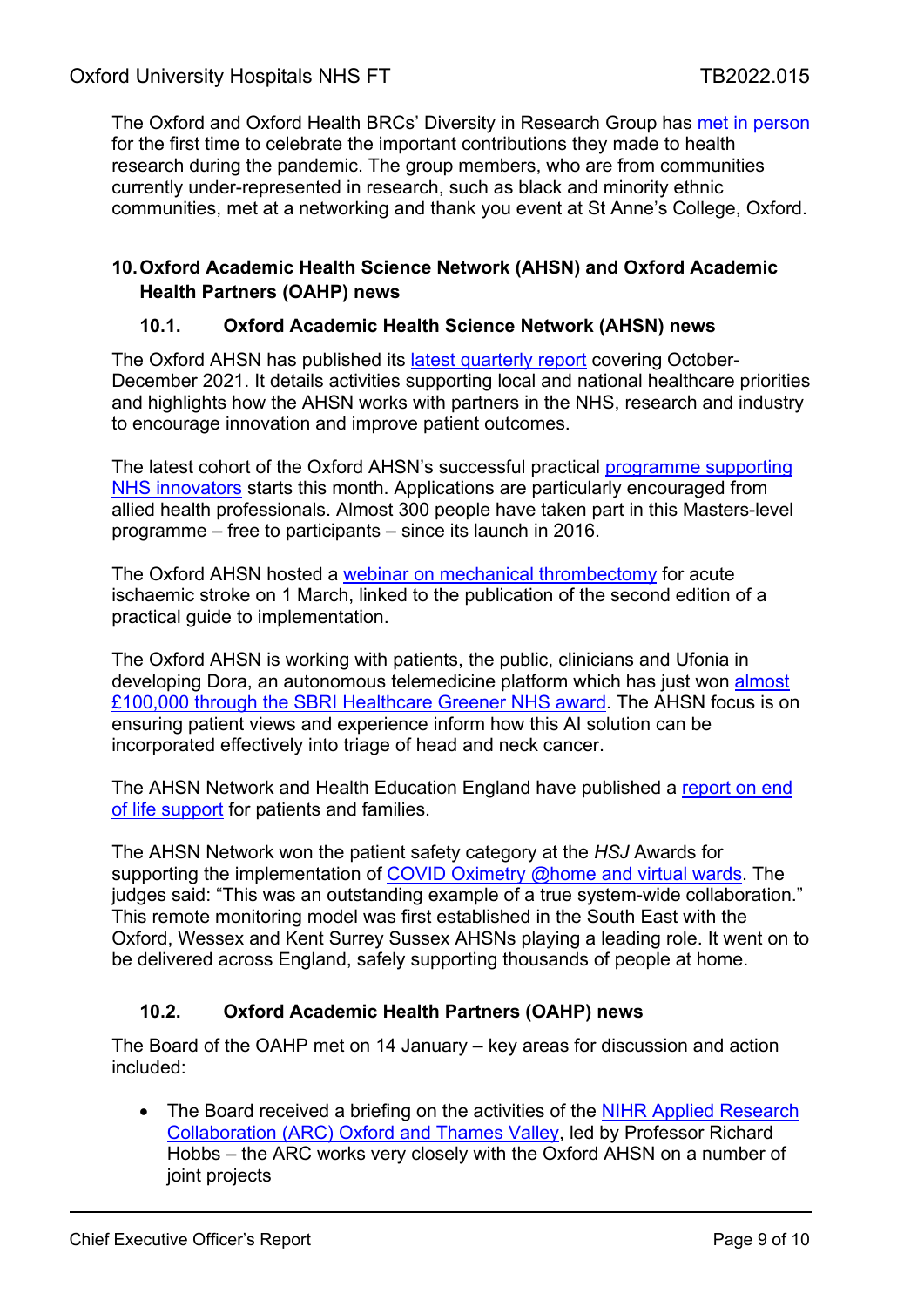The Oxford and Oxford Health BRCs' Diversity in Research Group has met in person for the first time to celebrate the important contributions they made to health research during the pandemic. The group members, who are from communities currently under-represented in research, such as black and minority ethnic communities, met at a networking and thank you event at St Anne's College, Oxford.

## 10. Oxford Academic Health Science Network (AHSN) and Oxford Academic Health Partners (OAHP) news

### 10.1. Oxford Academic Health Science Network (AHSN) news

The Oxford AHSN has published its latest quarterly report covering October-December 2021. It details activities supporting local and national healthcare priorities and highlights how the AHSN works with partners in the NHS, research and industry to encourage innovation and improve patient outcomes.

The latest cohort of the Oxford AHSN's successful practical programme supporting NHS innovators starts this month. Applications are particularly encouraged from allied health professionals. Almost 300 people have taken part in this Masters-level programme – free to participants – since its launch in 2016.

The Oxford AHSN hosted a webinar on mechanical thrombectomy for acute ischaemic stroke on 1 March, linked to the publication of the second edition of a practical guide to implementation.

The Oxford AHSN is working with patients, the public, clinicians and Ufonia in developing Dora, an autonomous telemedicine platform which has just won almost £100,000 through the SBRI Healthcare Greener NHS award. The AHSN focus is on ensuring patient views and experience inform how this AI solution can be incorporated effectively into triage of head and neck cancer.

The AHSN Network and Health Education England have published a report on end of life support for patients and families.

The AHSN Network won the patient safety category at the *HSJ* Awards for supporting the implementation of COVID Oximetry @home and virtual wards. The judges said: "This was an outstanding example of a true system-wide collaboration." This remote monitoring model was first established in the South East with the Oxford, Wessex and Kent Surrey Sussex AHSNs playing a leading role. It went on to be delivered across England, safely supporting thousands of people at home.

### 10.2. Oxford Academic Health Partners (OAHP) news

The Board of the OAHP met on 14 January – key areas for discussion and action included:

- The Board received a briefing on the activities of the NIHR Applied Research Collaboration (ARC) Oxford and Thames Valley, led by Professor Richard Hobbs – the ARC works very closely with the Oxford AHSN on a number of joint projects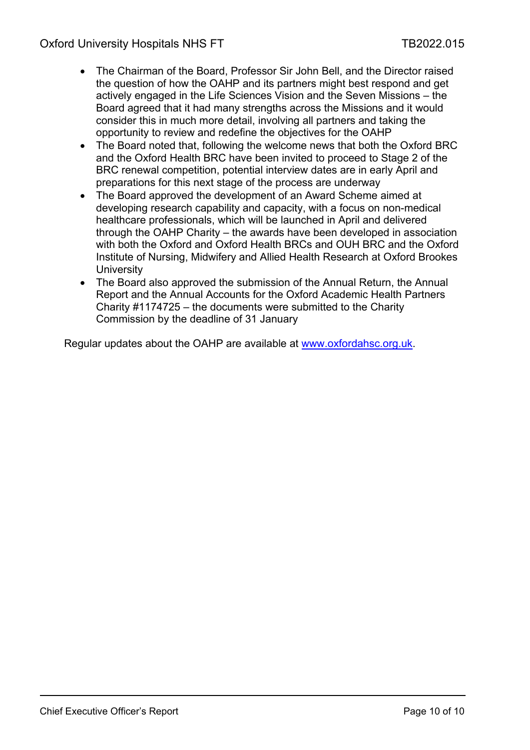- The Chairman of the Board, Professor Sir John Bell, and the Director raised the question of how the OAHP and its partners might best respond and get actively engaged in the Life Sciences Vision and the Seven Missions – the Board agreed that it had many strengths across the Missions and it would consider this in much more detail, involving all partners and taking the opportunity to review and redefine the objectives for the OAHP
- The Board noted that, following the welcome news that both the Oxford BRC and the Oxford Health BRC have been invited to proceed to Stage 2 of the BRC renewal competition, potential interview dates are in early April and preparations for this next stage of the process are underway
- The Board approved the development of an Award Scheme aimed at developing research capability and capacity, with a focus on non-medical healthcare professionals, which will be launched in April and delivered through the OAHP Charity – the awards have been developed in association with both the Oxford and Oxford Health BRCs and OUH BRC and the Oxford Institute of Nursing, Midwifery and Allied Health Research at Oxford Brookes University
- The Board also approved the submission of the Annual Return, the Annual Report and the Annual Accounts for the Oxford Academic Health Partners Charity #1174725 – the documents were submitted to the Charity Commission by the deadline of 31 January

Regular updates about the OAHP are available at [www.oxfordahsc.org.uk](http://www.oxfordahsc.org.uk).